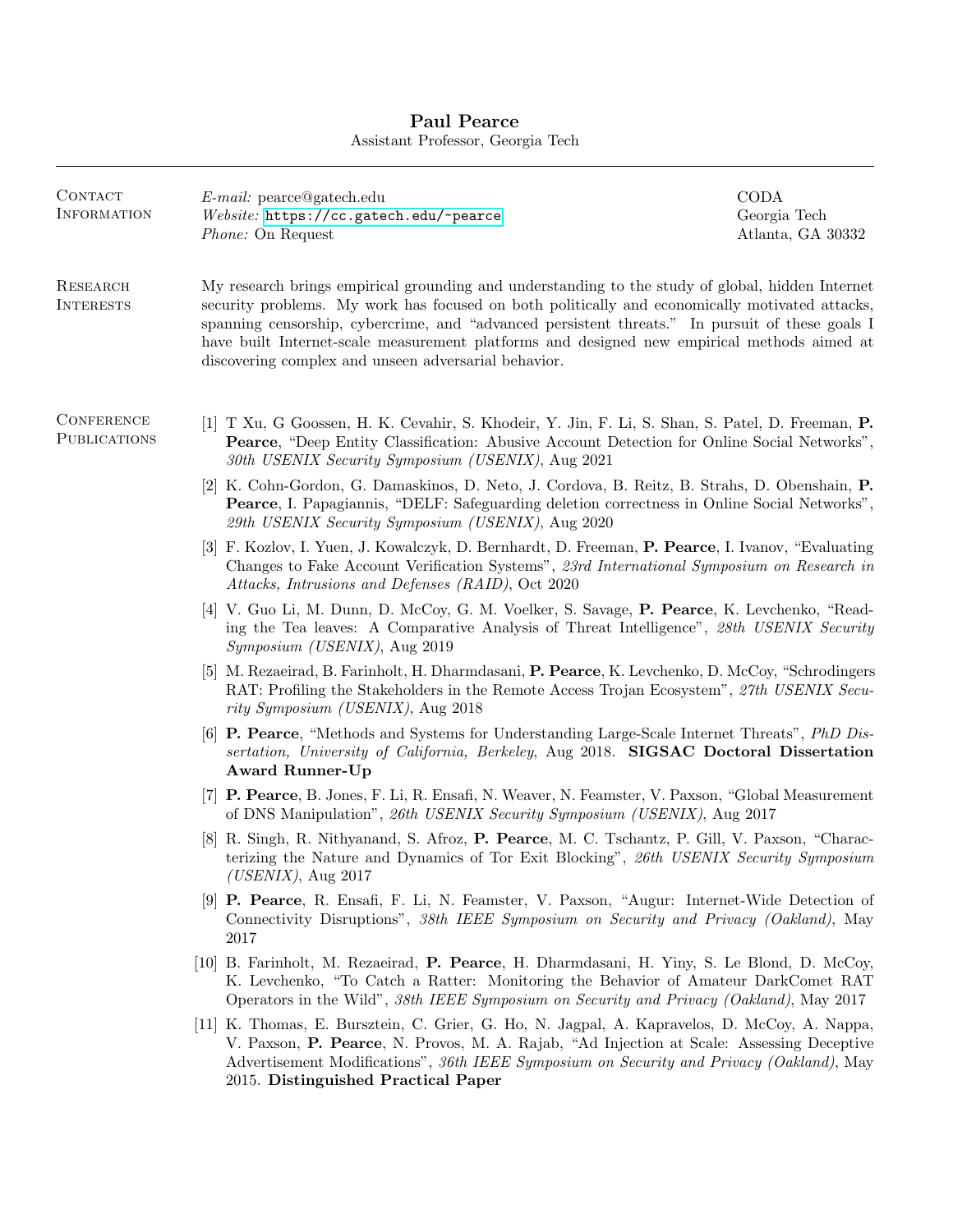# Paul Pearce

Assistant Professor, Georgia Tech

---

## Contact Information

*E-mail:* pearce@gatech.edu
*Website:* https://cc.gatech.edu/~pearce
*Phone:* On Request

CODA
Georgia Tech
Atlanta, GA 30332

## Research Interests

My research brings empirical grounding and understanding to the study of global, hidden Internet security problems. My work has focused on both politically and economically motivated attacks, spanning censorship, cybercrime, and "advanced persistent threats." In pursuit of these goals I have built Internet-scale measurement platforms and designed new empirical methods aimed at discovering complex and unseen adversarial behavior.

## Conference Publications

[1] T Xu, G Goossen, H. K. Cevahir, S. Khodeir, Y. Jin, F. Li, S. Shan, S. Patel, D. Freeman, **P. Pearce**, "Deep Entity Classification: Abusive Account Detection for Online Social Networks", *30th USENIX Security Symposium (USENIX)*, Aug 2021

[2] K. Cohn-Gordon, G. Damaskinos, D. Neto, J. Cordova, B. Reitz, B. Strahs, D. Obenshain, **P. Pearce**, I. Papagiannis, "DELF: Safeguarding deletion correctness in Online Social Networks", *29th USENIX Security Symposium (USENIX)*, Aug 2020

[3] F. Kozlov, I. Yuen, J. Kowalczyk, D. Bernhardt, D. Freeman, **P. Pearce**, I. Ivanov, "Evaluating Changes to Fake Account Verification Systems", *23rd International Symposium on Research in Attacks, Intrusions and Defenses (RAID)*, Oct 2020

[4] V. Guo Li, M. Dunn, D. McCoy, G. M. Voelker, S. Savage, **P. Pearce**, K. Levchenko, "Reading the Tea leaves: A Comparative Analysis of Threat Intelligence", *28th USENIX Security Symposium (USENIX)*, Aug 2019

[5] M. Rezaeirad, B. Farinholt, H. Dharmdasani, **P. Pearce**, K. Levchenko, D. McCoy, "Schrodingers RAT: Profiling the Stakeholders in the Remote Access Trojan Ecosystem", *27th USENIX Security Symposium (USENIX)*, Aug 2018

[6] **P. Pearce**, "Methods and Systems for Understanding Large-Scale Internet Threats", *PhD Dissertation, University of California, Berkeley*, Aug 2018. **SIGSAC Doctoral Dissertation Award Runner-Up**

[7] **P. Pearce**, B. Jones, F. Li, R. Ensafi, N. Weaver, N. Feamster, V. Paxson, "Global Measurement of DNS Manipulation", *26th USENIX Security Symposium (USENIX)*, Aug 2017

[8] R. Singh, R. Nithyanand, S. Afroz, **P. Pearce**, M. C. Tschantz, P. Gill, V. Paxson, "Characterizing the Nature and Dynamics of Tor Exit Blocking", *26th USENIX Security Symposium (USENIX)*, Aug 2017

[9] **P. Pearce**, R. Ensafi, F. Li, N. Feamster, V. Paxson, "Augur: Internet-Wide Detection of Connectivity Disruptions", *38th IEEE Symposium on Security and Privacy (Oakland)*, May 2017

[10] B. Farinholt, M. Rezaeirad, **P. Pearce**, H. Dharmdasani, H. Yiny, S. Le Blond, D. McCoy, K. Levchenko, "To Catch a Ratter: Monitoring the Behavior of Amateur DarkComet RAT Operators in the Wild", *38th IEEE Symposium on Security and Privacy (Oakland)*, May 2017

[11] K. Thomas, E. Bursztein, C. Grier, G. Ho, N. Jagpal, A. Kapravelos, D. McCoy, A. Nappa, V. Paxson, **P. Pearce**, N. Provos, M. A. Rajab, "Ad Injection at Scale: Assessing Deceptive Advertisement Modifications", *36th IEEE Symposium on Security and Privacy (Oakland)*, May 2015. **Distinguished Practical Paper**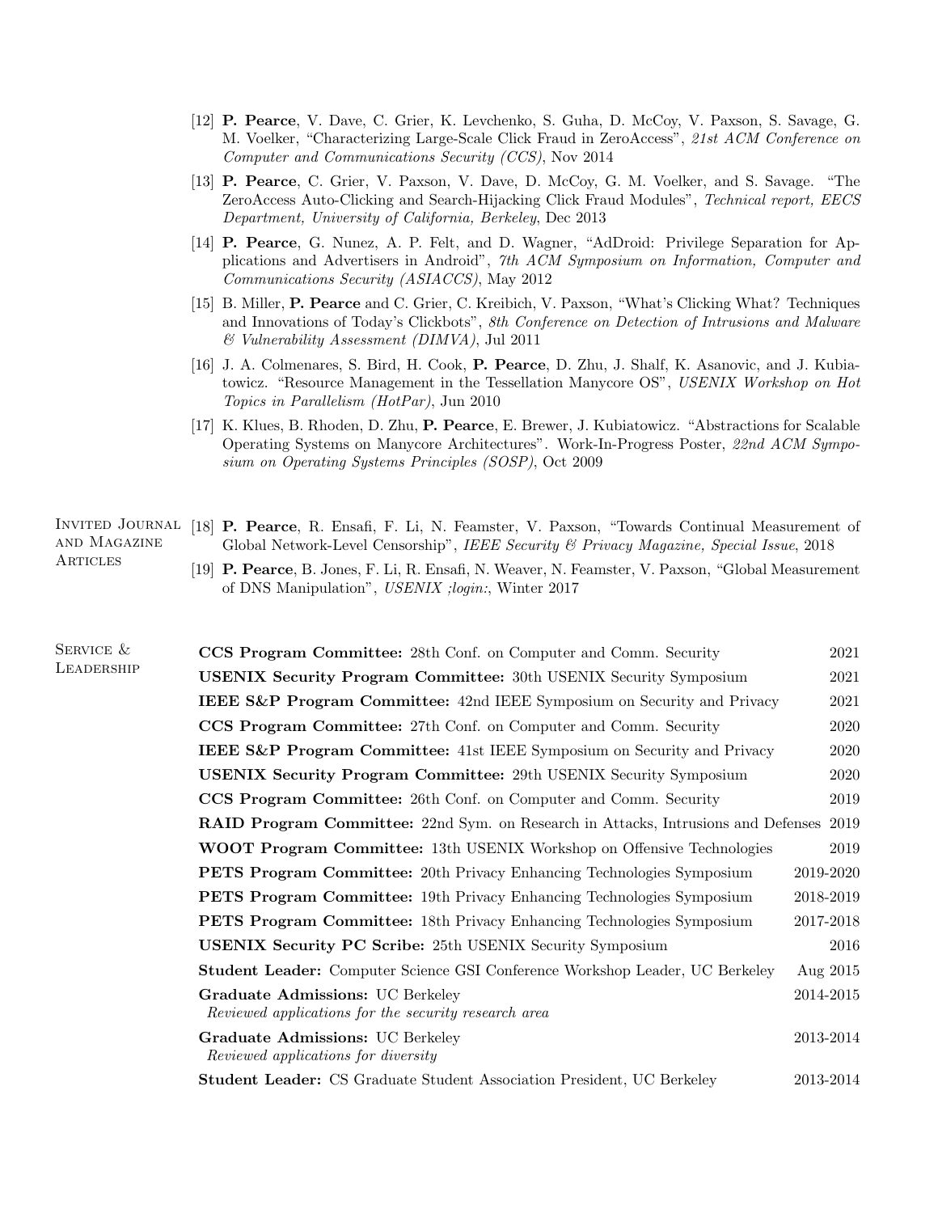[12] **P. Pearce**, V. Dave, C. Grier, K. Levchenko, S. Guha, D. McCoy, V. Paxson, S. Savage, G. M. Voelker, "Characterizing Large-Scale Click Fraud in ZeroAccess", *21st ACM Conference on Computer and Communications Security (CCS)*, Nov 2014

[13] **P. Pearce**, C. Grier, V. Paxson, V. Dave, D. McCoy, G. M. Voelker, and S. Savage. "The ZeroAccess Auto-Clicking and Search-Hijacking Click Fraud Modules", *Technical report, EECS Department, University of California, Berkeley*, Dec 2013

[14] **P. Pearce**, G. Nunez, A. P. Felt, and D. Wagner, "AdDroid: Privilege Separation for Applications and Advertisers in Android", *7th ACM Symposium on Information, Computer and Communications Security (ASIACCS)*, May 2012

[15] B. Miller, **P. Pearce** and C. Grier, C. Kreibich, V. Paxson, "What's Clicking What? Techniques and Innovations of Today's Clickbots", *8th Conference on Detection of Intrusions and Malware & Vulnerability Assessment (DIMVA)*, Jul 2011

[16] J. A. Colmenares, S. Bird, H. Cook, **P. Pearce**, D. Zhu, J. Shalf, K. Asanovic, and J. Kubiatowicz. "Resource Management in the Tessellation Manycore OS", *USENIX Workshop on Hot Topics in Parallelism (HotPar)*, Jun 2010

[17] K. Klues, B. Rhoden, D. Zhu, **P. Pearce**, E. Brewer, J. Kubiatowicz. "Abstractions for Scalable Operating Systems on Manycore Architectures". Work-In-Progress Poster, *22nd ACM Symposium on Operating Systems Principles (SOSP)*, Oct 2009

## Invited Journal and Magazine Articles

[18] **P. Pearce**, R. Ensafi, F. Li, N. Feamster, V. Paxson, "Towards Continual Measurement of Global Network-Level Censorship", *IEEE Security & Privacy Magazine, Special Issue*, 2018

[19] **P. Pearce**, B. Jones, F. Li, R. Ensafi, N. Weaver, N. Feamster, V. Paxson, "Global Measurement of DNS Manipulation", *USENIX ;login:*, Winter 2017

## Service & Leadership

- **CCS Program Committee:** 28th Conf. on Computer and Comm. Security — 2021
- **USENIX Security Program Committee:** 30th USENIX Security Symposium — 2021
- **IEEE S&P Program Committee:** 42nd IEEE Symposium on Security and Privacy — 2021
- **CCS Program Committee:** 27th Conf. on Computer and Comm. Security — 2020
- **IEEE S&P Program Committee:** 41st IEEE Symposium on Security and Privacy — 2020
- **USENIX Security Program Committee:** 29th USENIX Security Symposium — 2020
- **CCS Program Committee:** 26th Conf. on Computer and Comm. Security — 2019
- **RAID Program Committee:** 22nd Sym. on Research in Attacks, Intrusions and Defenses — 2019
- **WOOT Program Committee:** 13th USENIX Workshop on Offensive Technologies — 2019
- **PETS Program Committee:** 20th Privacy Enhancing Technologies Symposium — 2019-2020
- **PETS Program Committee:** 19th Privacy Enhancing Technologies Symposium — 2018-2019
- **PETS Program Committee:** 18th Privacy Enhancing Technologies Symposium — 2017-2018
- **USENIX Security PC Scribe:** 25th USENIX Security Symposium — 2016
- **Student Leader:** Computer Science GSI Conference Workshop Leader, UC Berkeley — Aug 2015
- **Graduate Admissions:** UC Berkeley — 2014-2015
  *Reviewed applications for the security research area*
- **Graduate Admissions:** UC Berkeley — 2013-2014
  *Reviewed applications for diversity*
- **Student Leader:** CS Graduate Student Association President, UC Berkeley — 2013-2014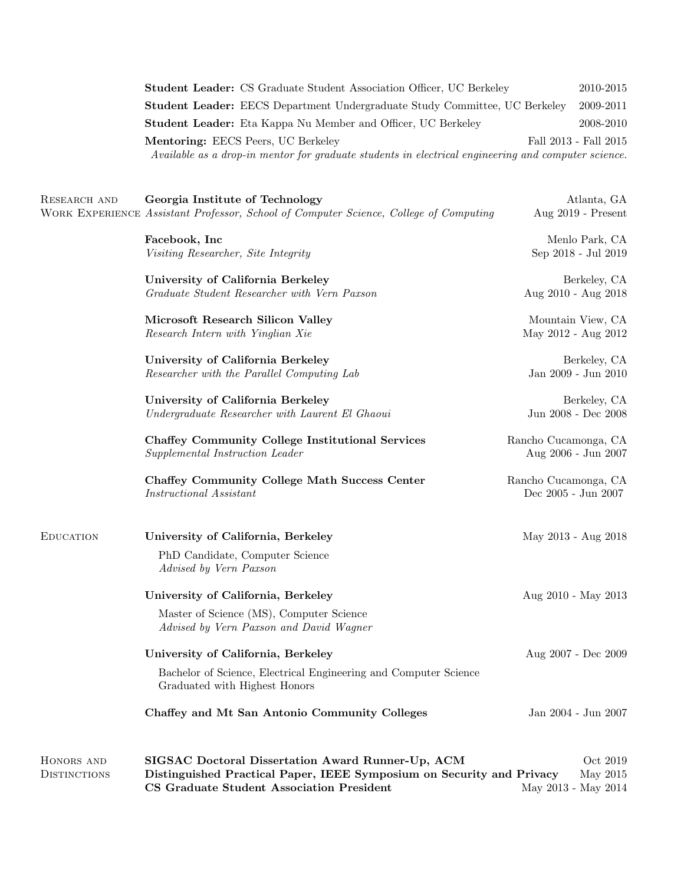**Student Leader:** CS Graduate Student Association Officer, UC Berkeley 2010-2015

**Student Leader:** EECS Department Undergraduate Study Committee, UC Berkeley 2009-2011

**Student Leader:** Eta Kappa Nu Member and Officer, UC Berkeley 2008-2010

**Mentoring:** EECS Peers, UC Berkeley Fall 2013 - Fall 2015
*Available as a drop-in mentor for graduate students in electrical engineering and computer science.*

## Research and Work Experience

**Georgia Institute of Technology** — Atlanta, GA
*Assistant Professor, School of Computer Science, College of Computing* — Aug 2019 - Present

**Facebook, Inc** — Menlo Park, CA
*Visiting Researcher, Site Integrity* — Sep 2018 - Jul 2019

**University of California Berkeley** — Berkeley, CA
*Graduate Student Researcher with Vern Paxson* — Aug 2010 - Aug 2018

**Microsoft Research Silicon Valley** — Mountain View, CA
*Research Intern with Yinglian Xie* — May 2012 - Aug 2012

**University of California Berkeley** — Berkeley, CA
*Researcher with the Parallel Computing Lab* — Jan 2009 - Jun 2010

**University of California Berkeley** — Berkeley, CA
*Undergraduate Researcher with Laurent El Ghaoui* — Jun 2008 - Dec 2008

**Chaffey Community College Institutional Services** — Rancho Cucamonga, CA
*Supplemental Instruction Leader* — Aug 2006 - Jun 2007

**Chaffey Community College Math Success Center** — Rancho Cucamonga, CA
*Instructional Assistant* — Dec 2005 - Jun 2007

## Education

**University of California, Berkeley** — May 2013 - Aug 2018
PhD Candidate, Computer Science
*Advised by Vern Paxson*

**University of California, Berkeley** — Aug 2010 - May 2013
Master of Science (MS), Computer Science
*Advised by Vern Paxson and David Wagner*

**University of California, Berkeley** — Aug 2007 - Dec 2009
Bachelor of Science, Electrical Engineering and Computer Science
Graduated with Highest Honors

**Chaffey and Mt San Antonio Community Colleges** — Jan 2004 - Jun 2007

## Honors and Distinctions

**SIGSAC Doctoral Dissertation Award Runner-Up, ACM** — Oct 2019

**Distinguished Practical Paper, IEEE Symposium on Security and Privacy** — May 2015

**CS Graduate Student Association President** — May 2013 - May 2014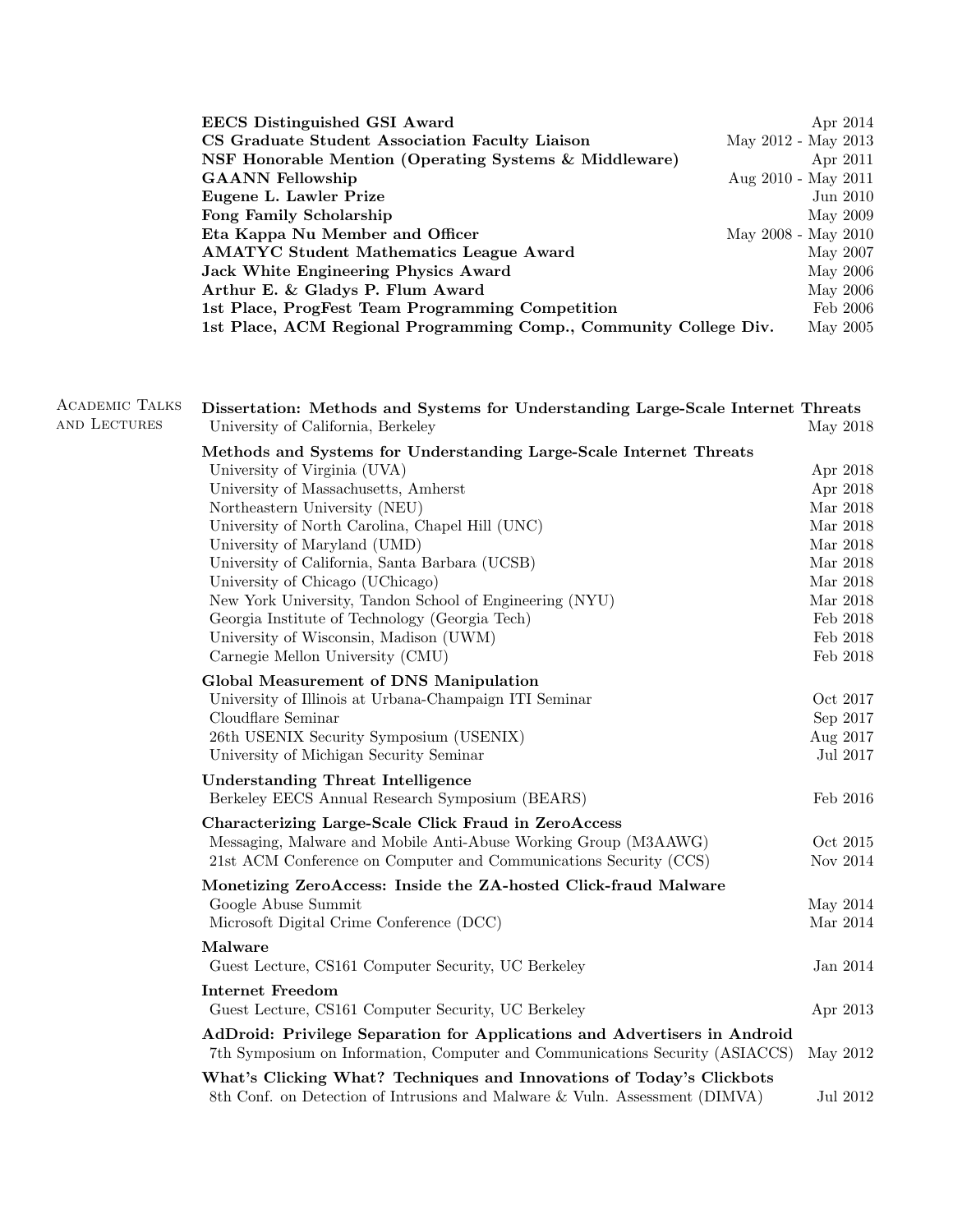**EECS Distinguished GSI Award** — Apr 2014
**CS Graduate Student Association Faculty Liaison** — May 2012 - May 2013
**NSF Honorable Mention (Operating Systems & Middleware)** — Apr 2011
**GAANN Fellowship** — Aug 2010 - May 2011
**Eugene L. Lawler Prize** — Jun 2010
**Fong Family Scholarship** — May 2009
**Eta Kappa Nu Member and Officer** — May 2008 - May 2010
**AMATYC Student Mathematics League Award** — May 2007
**Jack White Engineering Physics Award** — May 2006
**Arthur E. & Gladys P. Flum Award** — May 2006
**1st Place, ProgFest Team Programming Competition** — Feb 2006
**1st Place, ACM Regional Programming Comp., Community College Div.** — May 2005

## Academic Talks and Lectures

**Dissertation: Methods and Systems for Understanding Large-Scale Internet Threats**
University of California, Berkeley — May 2018

**Methods and Systems for Understanding Large-Scale Internet Threats**
University of Virginia (UVA) — Apr 2018
University of Massachusetts, Amherst — Apr 2018
Northeastern University (NEU) — Mar 2018
University of North Carolina, Chapel Hill (UNC) — Mar 2018
University of Maryland (UMD) — Mar 2018
University of California, Santa Barbara (UCSB) — Mar 2018
University of Chicago (UChicago) — Mar 2018
New York University, Tandon School of Engineering (NYU) — Mar 2018
Georgia Institute of Technology (Georgia Tech) — Feb 2018
University of Wisconsin, Madison (UWM) — Feb 2018
Carnegie Mellon University (CMU) — Feb 2018

**Global Measurement of DNS Manipulation**
University of Illinois at Urbana-Champaign ITI Seminar — Oct 2017
Cloudflare Seminar — Sep 2017
26th USENIX Security Symposium (USENIX) — Aug 2017
University of Michigan Security Seminar — Jul 2017

**Understanding Threat Intelligence**
Berkeley EECS Annual Research Symposium (BEARS) — Feb 2016

**Characterizing Large-Scale Click Fraud in ZeroAccess**
Messaging, Malware and Mobile Anti-Abuse Working Group (M3AAWG) — Oct 2015
21st ACM Conference on Computer and Communications Security (CCS) — Nov 2014

**Monetizing ZeroAccess: Inside the ZA-hosted Click-fraud Malware**
Google Abuse Summit — May 2014
Microsoft Digital Crime Conference (DCC) — Mar 2014

**Malware**
Guest Lecture, CS161 Computer Security, UC Berkeley — Jan 2014

**Internet Freedom**
Guest Lecture, CS161 Computer Security, UC Berkeley — Apr 2013

**AdDroid: Privilege Separation for Applications and Advertisers in Android**
7th Symposium on Information, Computer and Communications Security (ASIACCS) — May 2012

**What's Clicking What? Techniques and Innovations of Today's Clickbots**
8th Conf. on Detection of Intrusions and Malware & Vuln. Assessment (DIMVA) — Jul 2012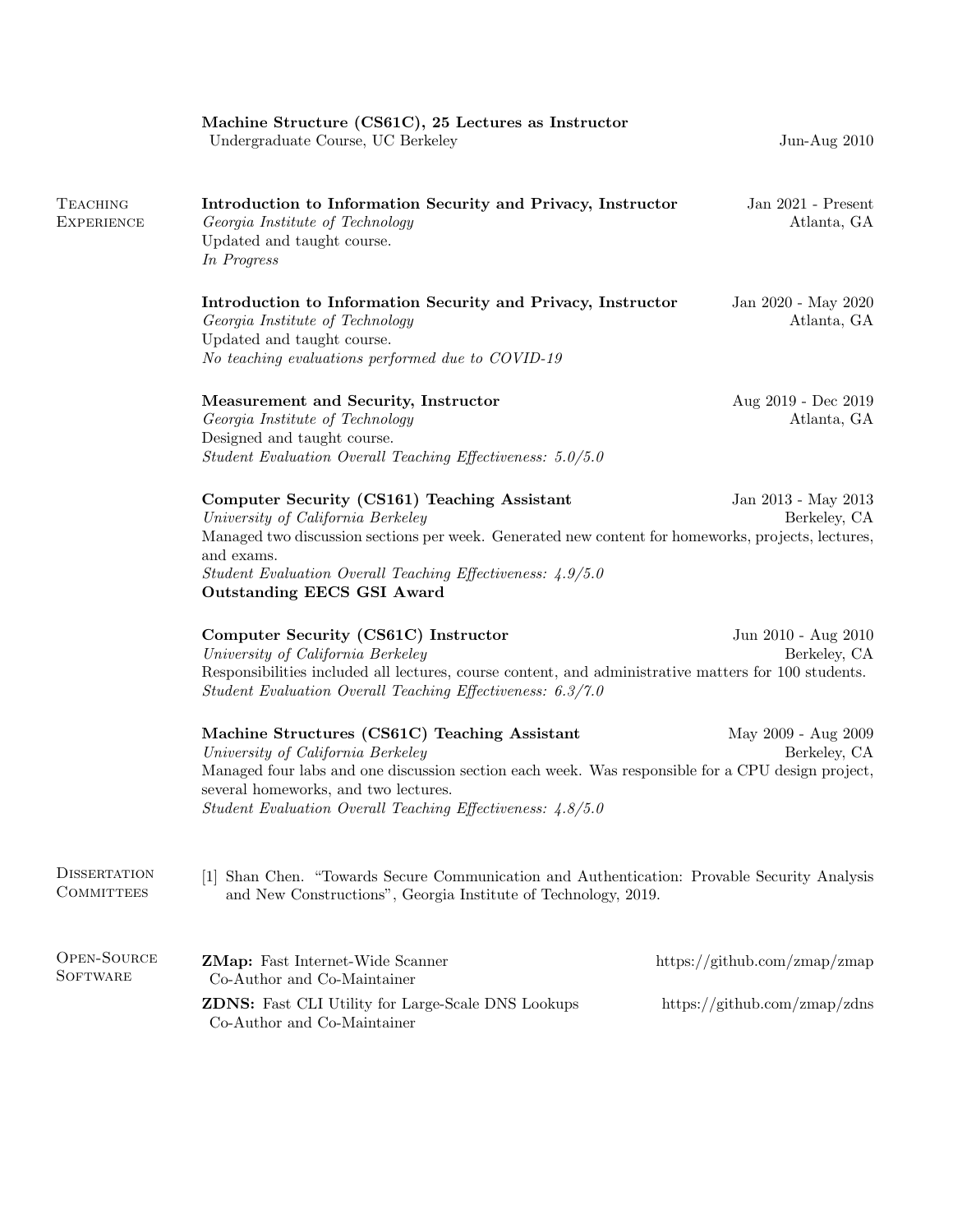**Machine Structure (CS61C), 25 Lectures as Instructor**
Undergraduate Course, UC Berkeley — Jun-Aug 2010

## Teaching Experience

**Introduction to Information Security and Privacy, Instructor** — Jan 2021 - Present
*Georgia Institute of Technology* — Atlanta, GA
Updated and taught course.
*In Progress*

**Introduction to Information Security and Privacy, Instructor** — Jan 2020 - May 2020
*Georgia Institute of Technology* — Atlanta, GA
Updated and taught course.
*No teaching evaluations performed due to COVID-19*

**Measurement and Security, Instructor** — Aug 2019 - Dec 2019
*Georgia Institute of Technology* — Atlanta, GA
Designed and taught course.
*Student Evaluation Overall Teaching Effectiveness: 5.0/5.0*

**Computer Security (CS161) Teaching Assistant** — Jan 2013 - May 2013
*University of California Berkeley* — Berkeley, CA
Managed two discussion sections per week. Generated new content for homeworks, projects, lectures, and exams.
*Student Evaluation Overall Teaching Effectiveness: 4.9/5.0*
**Outstanding EECS GSI Award**

**Computer Security (CS61C) Instructor** — Jun 2010 - Aug 2010
*University of California Berkeley* — Berkeley, CA
Responsibilities included all lectures, course content, and administrative matters for 100 students.
*Student Evaluation Overall Teaching Effectiveness: 6.3/7.0*

**Machine Structures (CS61C) Teaching Assistant** — May 2009 - Aug 2009
*University of California Berkeley* — Berkeley, CA
Managed four labs and one discussion section each week. Was responsible for a CPU design project, several homeworks, and two lectures.
*Student Evaluation Overall Teaching Effectiveness: 4.8/5.0*

## Dissertation Committees

[1] Shan Chen. "Towards Secure Communication and Authentication: Provable Security Analysis and New Constructions", Georgia Institute of Technology, 2019.

## Open-Source Software

**ZMap:** Fast Internet-Wide Scanner — https://github.com/zmap/zmap
Co-Author and Co-Maintainer

**ZDNS:** Fast CLI Utility for Large-Scale DNS Lookups — https://github.com/zmap/zdns
Co-Author and Co-Maintainer